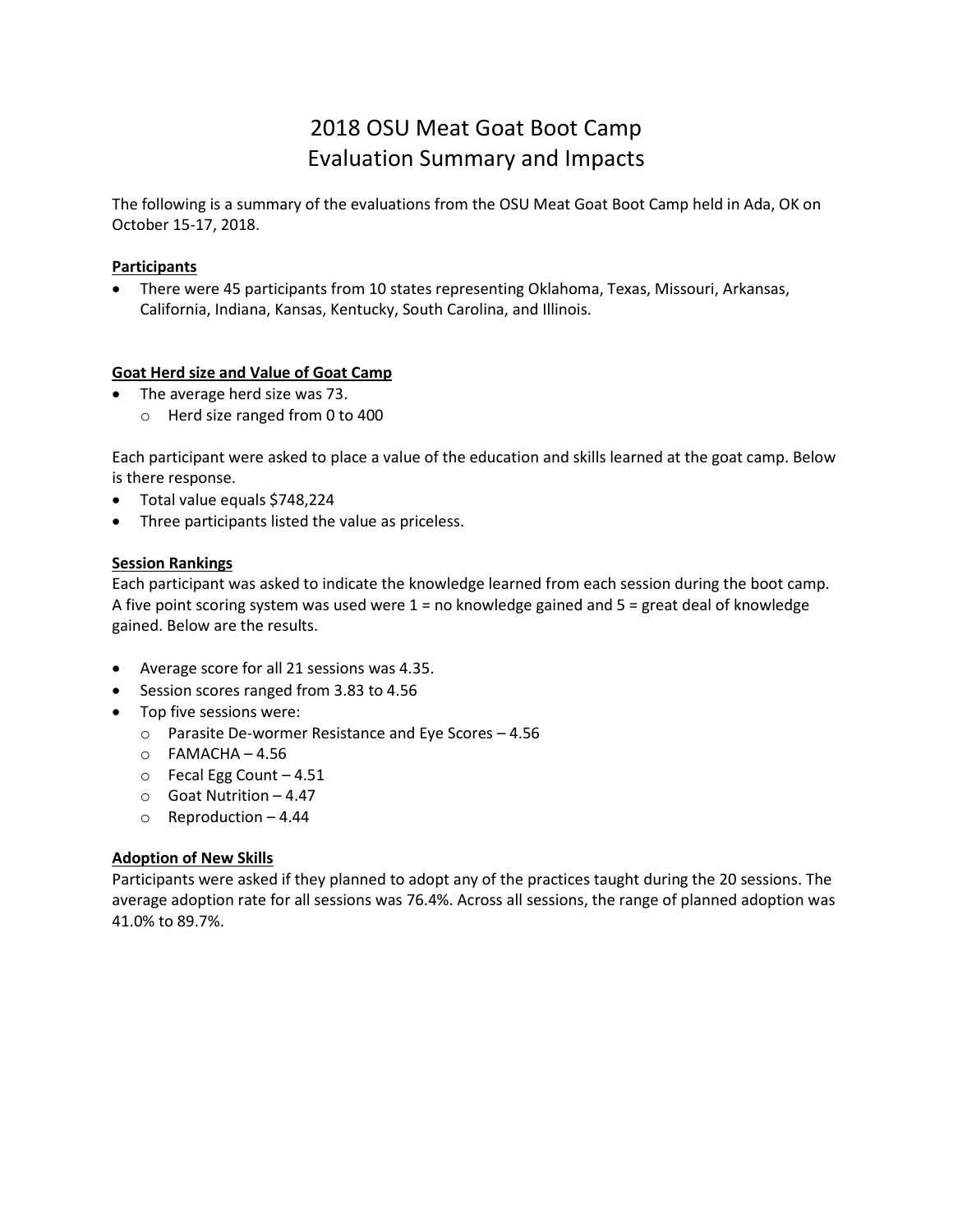# 2018 OSU Meat Goat Boot Camp
# Evaluation Summary and Impacts

The following is a summary of the evaluations from the OSU Meat Goat Boot Camp held in Ada, OK on October 15-17, 2018.

**Participants**

- There were 45 participants from 10 states representing Oklahoma, Texas, Missouri, Arkansas, California, Indiana, Kansas, Kentucky, South Carolina, and Illinois.

**Goat Herd size and Value of Goat Camp**

- The average herd size was 73.
  - Herd size ranged from 0 to 400

Each participant were asked to place a value of the education and skills learned at the goat camp. Below is there response.

- Total value equals $748,224
- Three participants listed the value as priceless.

**Session Rankings**

Each participant was asked to indicate the knowledge learned from each session during the boot camp. A five point scoring system was used were 1 = no knowledge gained and 5 = great deal of knowledge gained. Below are the results.

- Average score for all 21 sessions was 4.35.
- Session scores ranged from 3.83 to 4.56
- Top five sessions were:
  - Parasite De-wormer Resistance and Eye Scores – 4.56
  - FAMACHA – 4.56
  - Fecal Egg Count – 4.51
  - Goat Nutrition – 4.47
  - Reproduction – 4.44

**Adoption of New Skills**

Participants were asked if they planned to adopt any of the practices taught during the 20 sessions. The average adoption rate for all sessions was 76.4%. Across all sessions, the range of planned adoption was 41.0% to 89.7%.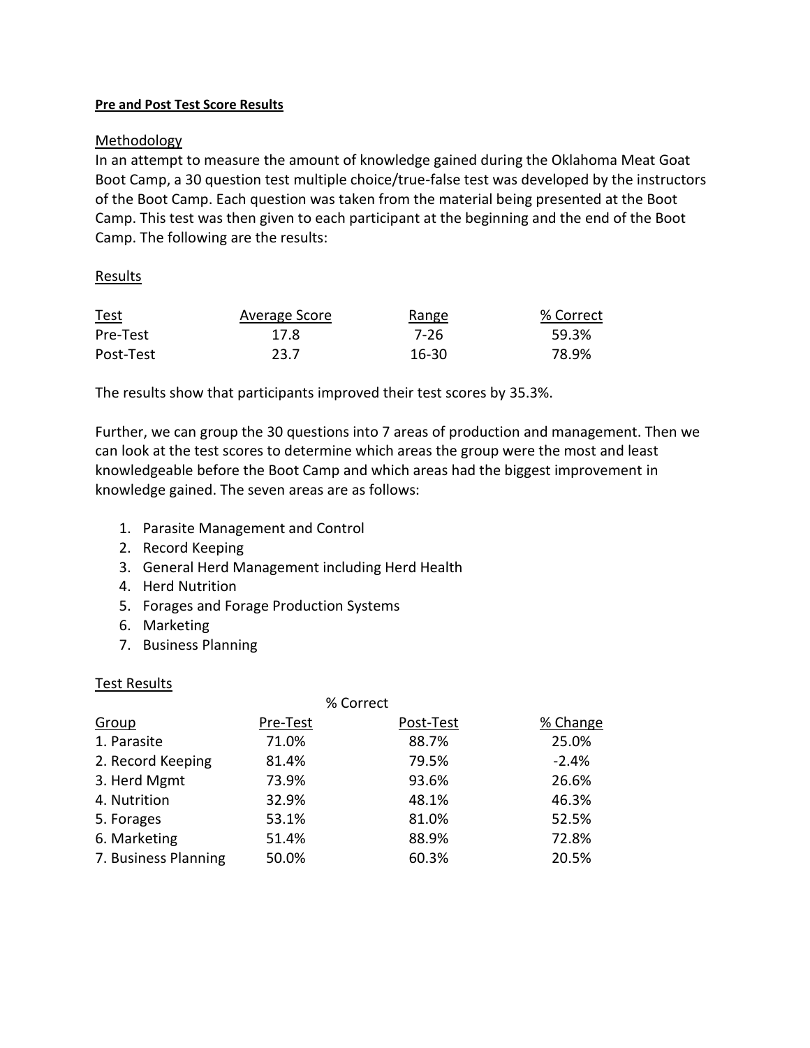**Pre and Post Test Score Results**

Methodology

In an attempt to measure the amount of knowledge gained during the Oklahoma Meat Goat Boot Camp, a 30 question test multiple choice/true-false test was developed by the instructors of the Boot Camp. Each question was taken from the material being presented at the Boot Camp. This test was then given to each participant at the beginning and the end of the Boot Camp. The following are the results:

Results

| Test | Average Score | Range | % Correct |
|---|---|---|---|
| Pre-Test | 17.8 | 7-26 | 59.3% |
| Post-Test | 23.7 | 16-30 | 78.9% |

The results show that participants improved their test scores by 35.3%.

Further, we can group the 30 questions into 7 areas of production and management. Then we can look at the test scores to determine which areas the group were the most and least knowledgeable before the Boot Camp and which areas had the biggest improvement in knowledge gained. The seven areas are as follows:

1. Parasite Management and Control
2. Record Keeping
3. General Herd Management including Herd Health
4. Herd Nutrition
5. Forages and Forage Production Systems
6. Marketing
7. Business Planning

Test Results

| | % Correct | | |
|---|---|---|---|
| Group | Pre-Test | Post-Test | % Change |
| 1. Parasite | 71.0% | 88.7% | 25.0% |
| 2. Record Keeping | 81.4% | 79.5% | -2.4% |
| 3. Herd Mgmt | 73.9% | 93.6% | 26.6% |
| 4. Nutrition | 32.9% | 48.1% | 46.3% |
| 5. Forages | 53.1% | 81.0% | 52.5% |
| 6. Marketing | 51.4% | 88.9% | 72.8% |
| 7. Business Planning | 50.0% | 60.3% | 20.5% |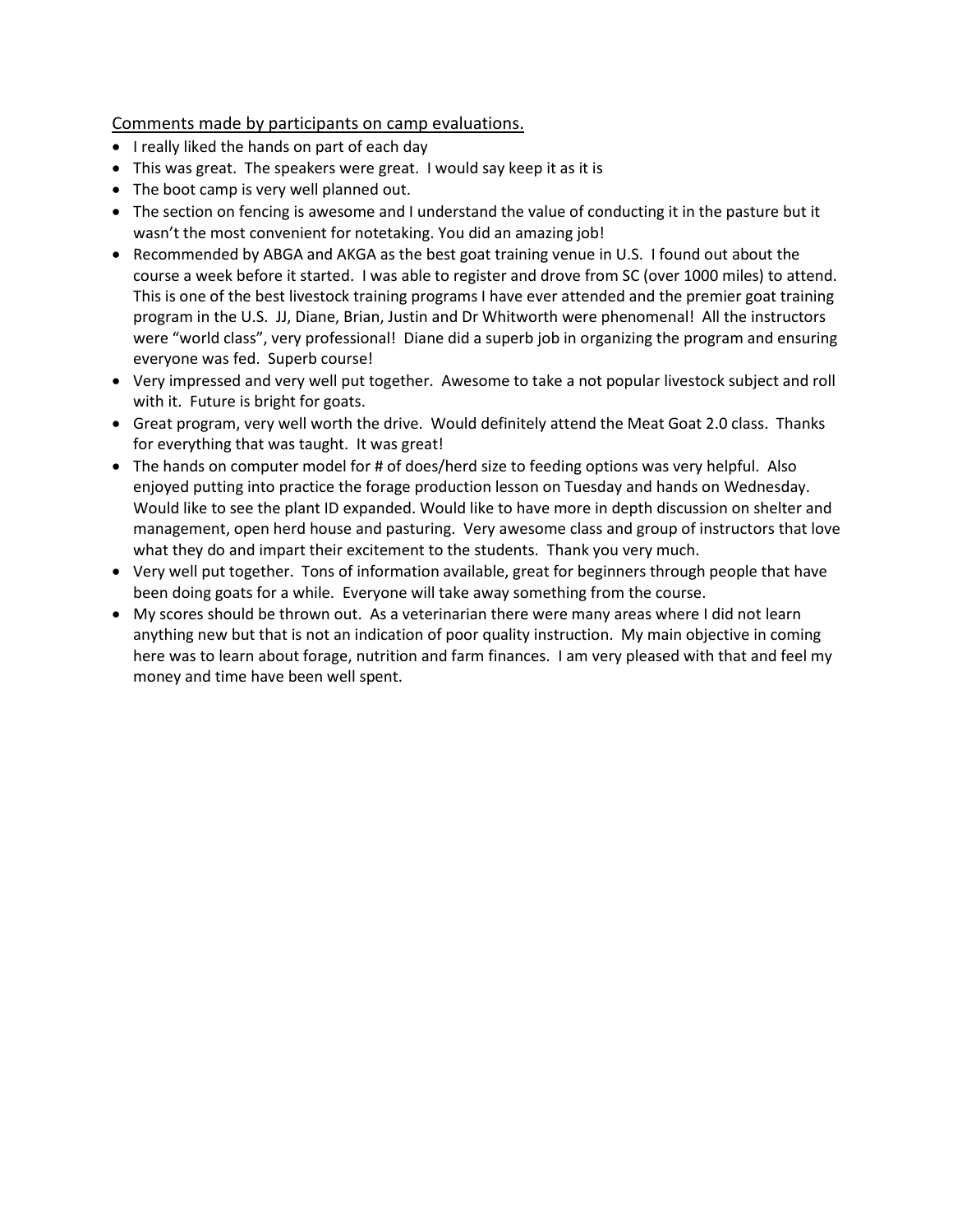<u>Comments made by participants on camp evaluations.</u>

- I really liked the hands on part of each day
- This was great. The speakers were great. I would say keep it as it is
- The boot camp is very well planned out.
- The section on fencing is awesome and I understand the value of conducting it in the pasture but it wasn't the most convenient for notetaking. You did an amazing job!
- Recommended by ABGA and AKGA as the best goat training venue in U.S. I found out about the course a week before it started. I was able to register and drove from SC (over 1000 miles) to attend. This is one of the best livestock training programs I have ever attended and the premier goat training program in the U.S. JJ, Diane, Brian, Justin and Dr Whitworth were phenomenal! All the instructors were "world class", very professional! Diane did a superb job in organizing the program and ensuring everyone was fed. Superb course!
- Very impressed and very well put together. Awesome to take a not popular livestock subject and roll with it. Future is bright for goats.
- Great program, very well worth the drive. Would definitely attend the Meat Goat 2.0 class. Thanks for everything that was taught. It was great!
- The hands on computer model for # of does/herd size to feeding options was very helpful. Also enjoyed putting into practice the forage production lesson on Tuesday and hands on Wednesday. Would like to see the plant ID expanded. Would like to have more in depth discussion on shelter and management, open herd house and pasturing. Very awesome class and group of instructors that love what they do and impart their excitement to the students. Thank you very much.
- Very well put together. Tons of information available, great for beginners through people that have been doing goats for a while. Everyone will take away something from the course.
- My scores should be thrown out. As a veterinarian there were many areas where I did not learn anything new but that is not an indication of poor quality instruction. My main objective in coming here was to learn about forage, nutrition and farm finances. I am very pleased with that and feel my money and time have been well spent.